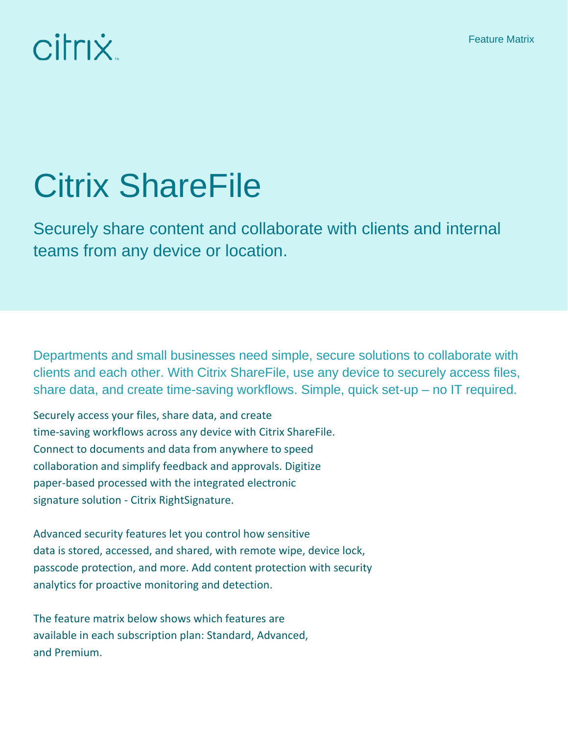citrix

Feature Matrix

# Citrix ShareFile

Securely share content and collaborate with clients and internal teams from any device or location.

Departments and small businesses need simple, secure solutions to collaborate with clients and each other. With Citrix ShareFile, use any device to securely access files, share data, and create time-saving workflows. Simple, quick set-up – no IT required.

Securely access your files, share data, and create time-saving workflows across any device with Citrix ShareFile. Connect to documents and data from anywhere to speed collaboration and simplify feedback and approvals. Digitize paper-based processed with the integrated electronic signature solution - Citrix RightSignature.

Advanced security features let you control how sensitive data is stored, accessed, and shared, with remote wipe, device lock, passcode protection, and more. Add content protection with security analytics for proactive monitoring and detection.

The feature matrix below shows which features are available in each subscription plan: Standard, Advanced, and Premium.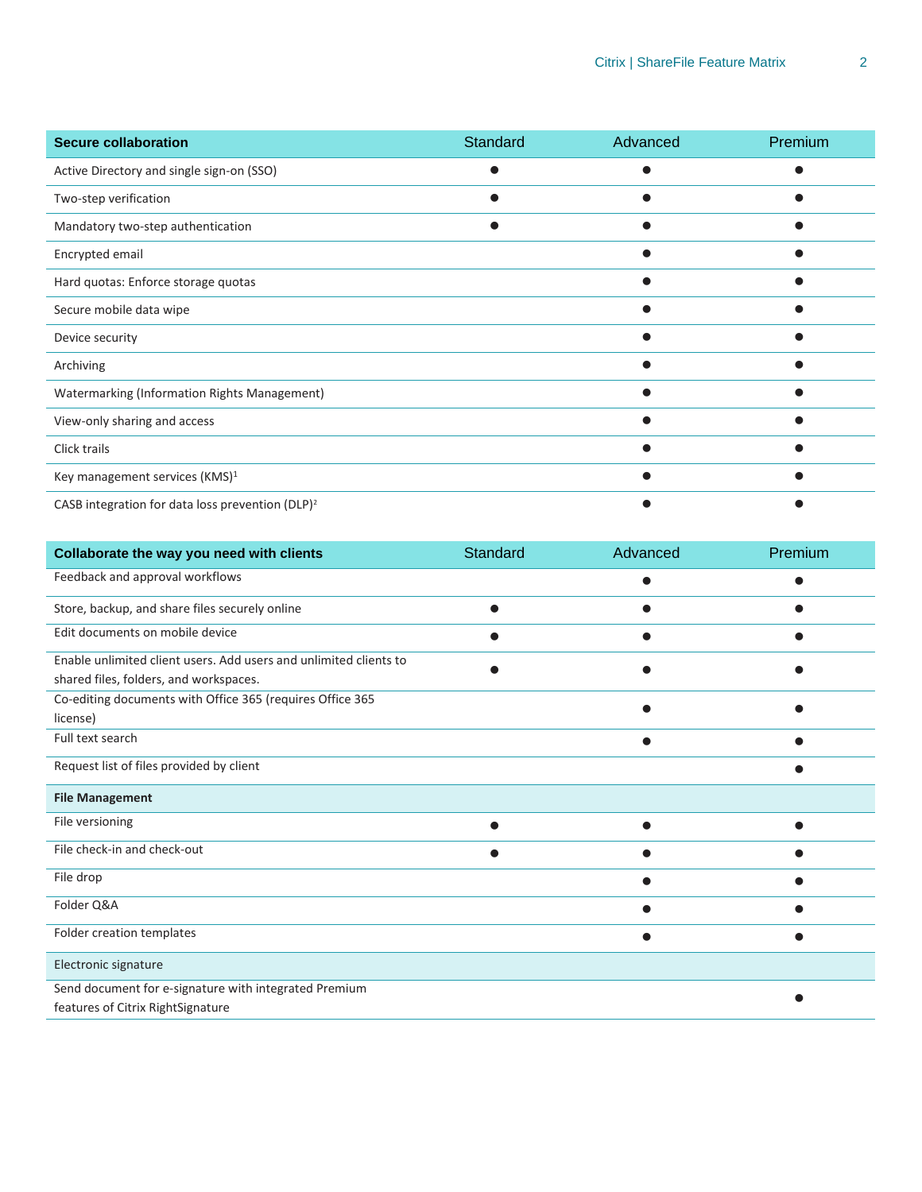| Secure collaboration | Standard | Advanced | Premium |
|---|---|---|---|
| Active Directory and single sign-on (SSO) | ● | ● | ● |
| Two-step verification | ● | ● | ● |
| Mandatory two-step authentication | ● | ● | ● |
| Encrypted email | | ● | ● |
| Hard quotas: Enforce storage quotas | | ● | ● |
| Secure mobile data wipe | | ● | ● |
| Device security | | ● | ● |
| Archiving | | ● | ● |
| Watermarking (Information Rights Management) | | ● | ● |
| View-only sharing and access | | ● | ● |
| Click trails | | ● | ● |
| Key management services (KMS)[1] | | ● | ● |
| CASB integration for data loss prevention (DLP)[2] | | ● | ● |

| Collaborate the way you need with clients | Standard | Advanced | Premium |
|---|---|---|---|
| Feedback and approval workflows | | ● | ● |
| Store, backup, and share files securely online | ● | ● | ● |
| Edit documents on mobile device | ● | ● | ● |
| Enable unlimited client users. Add users and unlimited clients to shared files, folders, and workspaces. | ● | ● | ● |
| Co-editing documents with Office 365 (requires Office 365 license) | | ● | ● |
| Full text search | | ● | ● |
| Request list of files provided by client | | | ● |
| **File Management** | | | |
| File versioning | ● | ● | ● |
| File check-in and check-out | ● | ● | ● |
| File drop | | ● | ● |
| Folder Q&A | | ● | ● |
| Folder creation templates | | ● | ● |
| Electronic signature | | | |
| Send document for e-signature with integrated Premium features of Citrix RightSignature | | | ● |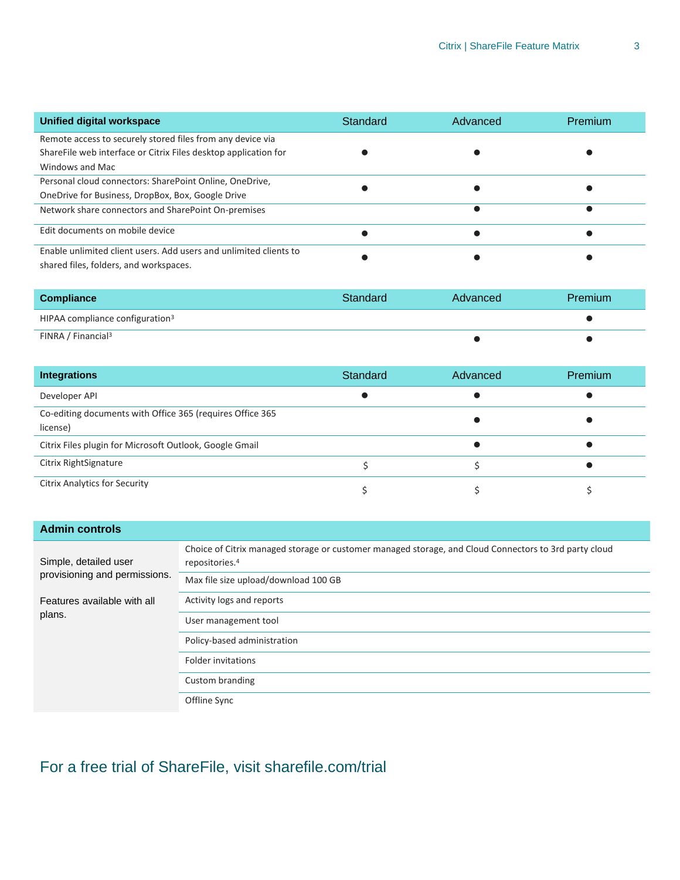| Unified digital workspace | Standard | Advanced | Premium |
| --- | --- | --- | --- |
| Remote access to securely stored files from any device via ShareFile web interface or Citrix Files desktop application for Windows and Mac | ● | ● | ● |
| Personal cloud connectors: SharePoint Online, OneDrive, OneDrive for Business, DropBox, Box, Google Drive | ● | ● | ● |
| Network share connectors and SharePoint On-premises | | ● | ● |
| Edit documents on mobile device | ● | ● | ● |
| Enable unlimited client users. Add users and unlimited clients to shared files, folders, and workspaces. | ● | ● | ● |

| Compliance | Standard | Advanced | Premium |
| --- | --- | --- | --- |
| HIPAA compliance configuration[3] | | | ● |
| FINRA / Financial[3] | | ● | ● |

| Integrations | Standard | Advanced | Premium |
| --- | --- | --- | --- |
| Developer API | ● | ● | ● |
| Co-editing documents with Office 365 (requires Office 365 license) | | ● | ● |
| Citrix Files plugin for Microsoft Outlook, Google Gmail | | ● | ● |
| Citrix RightSignature | $ | $ | ● |
| Citrix Analytics for Security | $ | $ | $ |

| Admin controls | |
| --- | --- |
| Simple, detailed user provisioning and permissions. Features available with all plans. | Choice of Citrix managed storage or customer managed storage, and Cloud Connectors to 3rd party cloud repositories.[4] |
| | Max file size upload/download 100 GB |
| | Activity logs and reports |
| | User management tool |
| | Policy-based administration |
| | Folder invitations |
| | Custom branding |
| | Offline Sync |

## For a free trial of ShareFile, visit sharefile.com/trial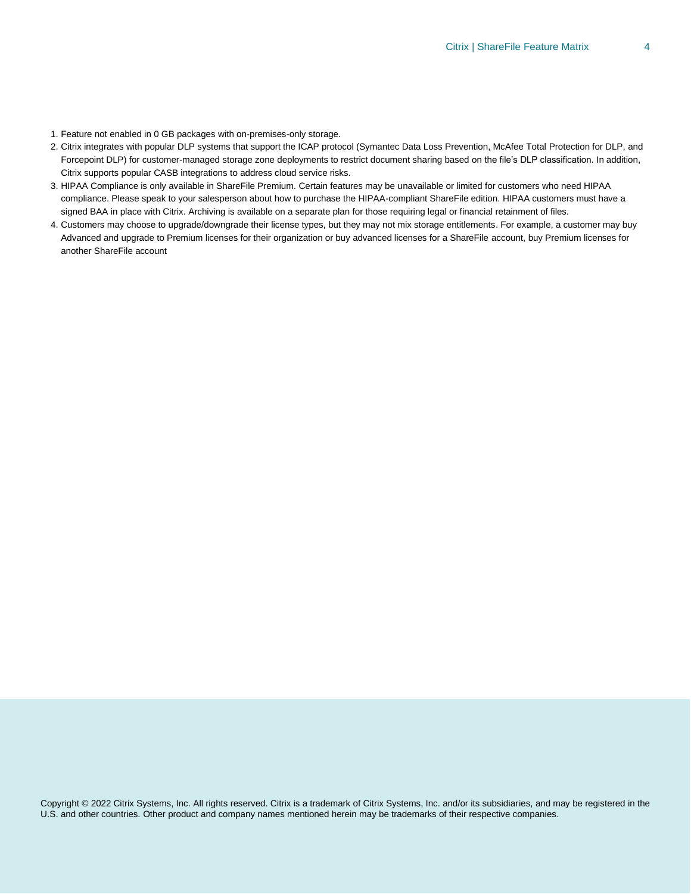1. Feature not enabled in 0 GB packages with on-premises-only storage.
2. Citrix integrates with popular DLP systems that support the ICAP protocol (Symantec Data Loss Prevention, McAfee Total Protection for DLP, and Forcepoint DLP) for customer-managed storage zone deployments to restrict document sharing based on the file's DLP classification. In addition, Citrix supports popular CASB integrations to address cloud service risks.
3. HIPAA Compliance is only available in ShareFile Premium. Certain features may be unavailable or limited for customers who need HIPAA compliance. Please speak to your salesperson about how to purchase the HIPAA-compliant ShareFile edition. HIPAA customers must have a signed BAA in place with Citrix. Archiving is available on a separate plan for those requiring legal or financial retainment of files.
4. Customers may choose to upgrade/downgrade their license types, but they may not mix storage entitlements. For example, a customer may buy Advanced and upgrade to Premium licenses for their organization or buy advanced licenses for a ShareFile account, buy Premium licenses for another ShareFile account

Copyright © 2022 Citrix Systems, Inc. All rights reserved. Citrix is a trademark of Citrix Systems, Inc. and/or its subsidiaries, and may be registered in the U.S. and other countries. Other product and company names mentioned herein may be trademarks of their respective companies.